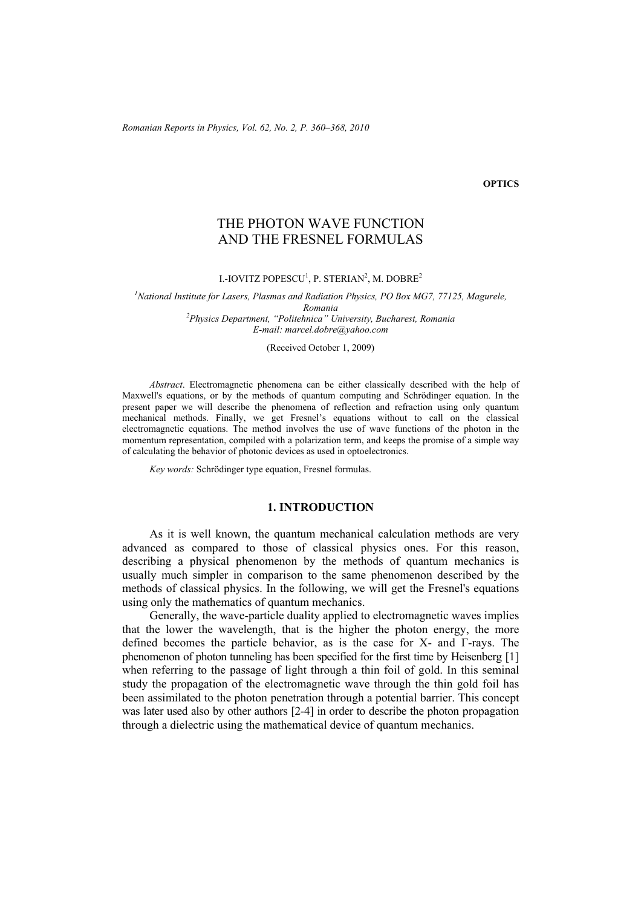**OPTICS**

# THE PHOTON WAVE FUNCTION AND THE FRESNEL FORMULAS

I.-IOVITZ POPESCU[1], P. STERIAN[2], M. DOBRE[2]

[1]*National Institute for Lasers, Plasmas and Radiation Physics, PO Box MG7, 77125, Magurele, Romania*
[2]*Physics Department, "Politehnica" University, Bucharest, Romania*
*E-mail: marcel.dobre@yahoo.com*

(Received October 1, 2009)

*Abstract*. Electromagnetic phenomena can be either classically described with the help of Maxwell's equations, or by the methods of quantum computing and Schrödinger equation. In the present paper we will describe the phenomena of reflection and refraction using only quantum mechanical methods. Finally, we get Fresnel's equations without to call on the classical electromagnetic equations. The method involves the use of wave functions of the photon in the momentum representation, compiled with a polarization term, and keeps the promise of a simple way of calculating the behavior of photonic devices as used in optoelectronics.

*Key words:* Schrödinger type equation, Fresnel formulas.

## 1. INTRODUCTION

As it is well known, the quantum mechanical calculation methods are very advanced as compared to those of classical physics ones. For this reason, describing a physical phenomenon by the methods of quantum mechanics is usually much simpler in comparison to the same phenomenon described by the methods of classical physics. In the following, we will get the Fresnel's equations using only the mathematics of quantum mechanics.

Generally, the wave-particle duality applied to electromagnetic waves implies that the lower the wavelength, that is the higher the photon energy, the more defined becomes the particle behavior, as is the case for X- and Γ-rays. The phenomenon of photon tunneling has been specified for the first time by Heisenberg [1] when referring to the passage of light through a thin foil of gold. In this seminal study the propagation of the electromagnetic wave through the thin gold foil has been assimilated to the photon penetration through a potential barrier. This concept was later used also by other authors [2-4] in order to describe the photon propagation through a dielectric using the mathematical device of quantum mechanics.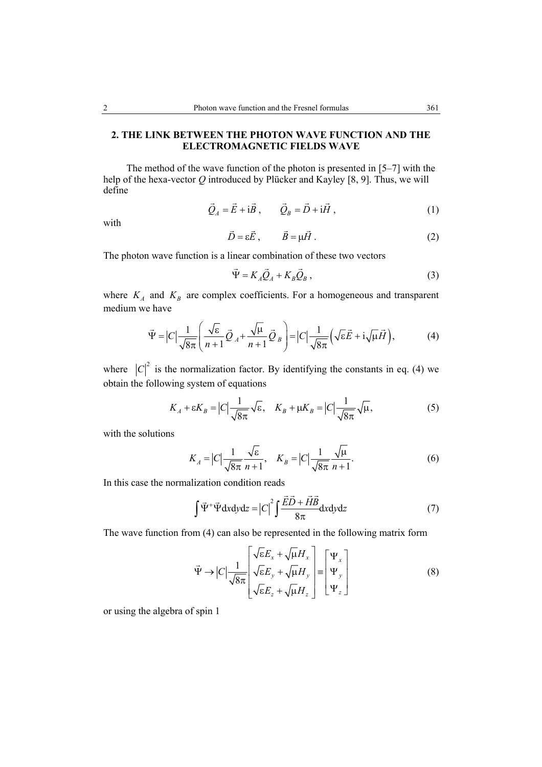## 2. THE LINK BETWEEN THE PHOTON WAVE FUNCTION AND THE ELECTROMAGNETIC FIELDS WAVE

The method of the wave function of the photon is presented in [5–7] with the help of the hexa-vector $Q$ introduced by Plücker and Kayley [8, 9]. Thus, we will define

$$\vec{Q}_A = \vec{E} + \mathrm{i}\vec{B}\,, \qquad \vec{Q}_B = \vec{D} + \mathrm{i}\vec{H}\,, \tag{1}$$

with

$$\vec{D} = \varepsilon\vec{E}\,, \qquad \vec{B} = \mu\vec{H}\,. \tag{2}$$

The photon wave function is a linear combination of these two vectors

$$\vec{\Psi} = K_A\vec{Q}_A + K_B\vec{Q}_B\,, \tag{3}$$

where $K_A$ and $K_B$ are complex coefficients. For a homogeneous and transparent medium we have

$$\vec{\Psi} = |C|\frac{1}{\sqrt{8\pi}}\left(\frac{\sqrt{\varepsilon}}{n+1}\vec{Q}_A + \frac{\sqrt{\mu}}{n+1}\vec{Q}_B\right) = |C|\frac{1}{\sqrt{8\pi}}\left(\sqrt{\varepsilon}\vec{E} + \mathrm{i}\sqrt{\mu}\vec{H}\right), \tag{4}$$

where $|C|^2$ is the normalization factor. By identifying the constants in eq. (4) we obtain the following system of equations

$$K_A + \varepsilon K_B = |C|\frac{1}{\sqrt{8\pi}}\sqrt{\varepsilon}, \quad K_B + \mu K_B = |C|\frac{1}{\sqrt{8\pi}}\sqrt{\mu}, \tag{5}$$

with the solutions

$$K_A = |C|\frac{1}{\sqrt{8\pi}}\frac{\sqrt{\varepsilon}}{n+1}, \quad K_B = |C|\frac{1}{\sqrt{8\pi}}\frac{\sqrt{\mu}}{n+1}. \tag{6}$$

In this case the normalization condition reads

$$\int \vec{\Psi}^{+}\vec{\Psi}\mathrm{d}x\mathrm{d}y\mathrm{d}z = |C|^2 \int \frac{\vec{E}\vec{D} + \vec{H}\vec{B}}{8\pi}\mathrm{d}x\mathrm{d}y\mathrm{d}z \tag{7}$$

The wave function from (4) can also be represented in the following matrix form

$$\vec{\Psi} \to |C|\frac{1}{\sqrt{8\pi}}\begin{bmatrix} \sqrt{\varepsilon}E_x + \sqrt{\mu}H_x \\ \sqrt{\varepsilon}E_y + \sqrt{\mu}H_y \\ \sqrt{\varepsilon}E_z + \sqrt{\mu}H_z \end{bmatrix} \equiv \begin{bmatrix} \Psi_x \\ \Psi_y \\ \Psi_z \end{bmatrix} \tag{8}$$

or using the algebra of spin 1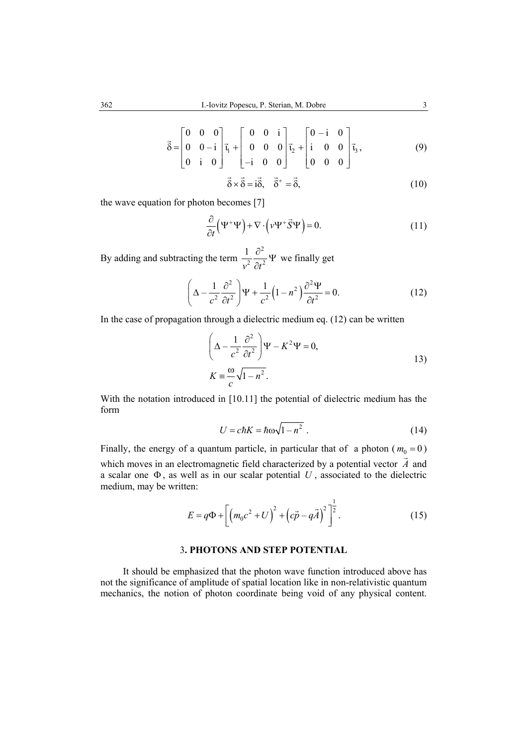$$\vec{\delta} = \begin{bmatrix} 0 & 0 & 0 \\ 0 & 0 & -\mathrm{i} \\ 0 & \mathrm{i} & 0 \end{bmatrix} \vec{\iota}_1 + \begin{bmatrix} 0 & 0 & \mathrm{i} \\ 0 & 0 & 0 \\ -\mathrm{i} & 0 & 0 \end{bmatrix} \vec{\iota}_2 + \begin{bmatrix} 0 & -\mathrm{i} & 0 \\ \mathrm{i} & 0 & 0 \\ 0 & 0 & 0 \end{bmatrix} \vec{\iota}_3 , \tag{9}$$

$$\vec{\delta} \times \vec{\delta} = \mathrm{i}\vec{\delta}, \quad \vec{\delta}^{+} = \vec{\delta}, \tag{10}$$

the wave equation for photon becomes [7]

$$\frac{\partial}{\partial t}\left(\Psi^{+}\Psi\right) + \nabla \cdot \left(v\Psi^{+}\vec{S}\Psi\right) = 0. \tag{11}$$

By adding and subtracting the term $\frac{1}{v^2}\frac{\partial^2}{\partial t^2}\Psi$ we finally get

$$\left(\Delta - \frac{1}{c^2}\frac{\partial^2}{\partial t^2}\right)\Psi + \frac{1}{c^2}\left(1 - n^2\right)\frac{\partial^2 \Psi}{\partial t^2} = 0. \tag{12}$$

In the case of propagation through a dielectric medium eq. (12) can be written

$$\left(\Delta - \frac{1}{c^2}\frac{\partial^2}{\partial t^2}\right)\Psi - K^2\Psi = 0, \qquad K \equiv \frac{\omega}{c}\sqrt{1 - n^2}. \tag{13}$$

With the notation introduced in [10.11] the potential of dielectric medium has the form

$$U = c\hbar K = \hbar\omega\sqrt{1 - n^2} . \tag{14}$$

Finally, the energy of a quantum particle, in particular that of a photon ($m_0 = 0$) which moves in an electromagnetic field characterized by a potential vector $\vec{A}$ and a scalar one $\Phi$, as well as in our scalar potential $U$, associated to the dielectric medium, may be written:

$$E = q\Phi + \left[\left(m_0 c^2 + U\right)^2 + \left(c\vec{p} - q\vec{A}\right)^2\right]^{\frac{1}{2}} . \tag{15}$$

## 3. PHOTONS AND STEP POTENTIAL

It should be emphasized that the photon wave function introduced above has not the significance of amplitude of spatial location like in non-relativistic quantum mechanics, the notion of photon coordinate being void of any physical content.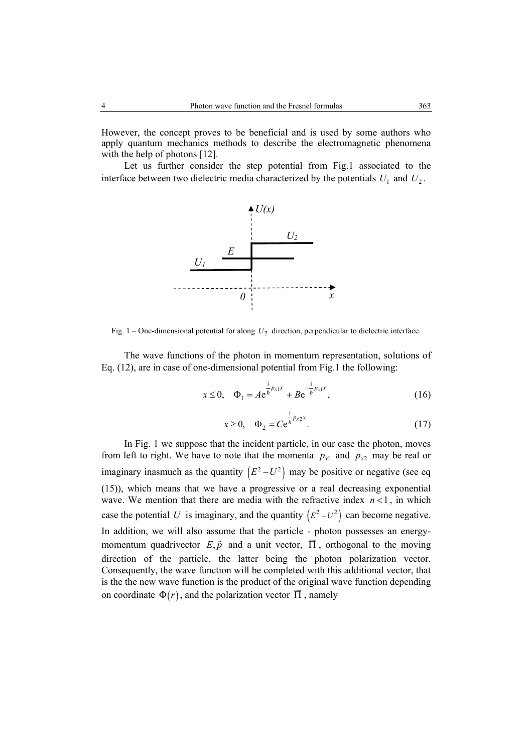However, the concept proves to be beneficial and is used by some authors who apply quantum mechanics methods to describe the electromagnetic phenomena with the help of photons [12].

Let us further consider the step potential from Fig.1 associated to the interface between two dielectric media characterized by the potentials $U_1$ and $U_2$.

Fig. 1 – One-dimensional potential for along $U_2$ direction, perpendicular to dielectric interface.

The wave functions of the photon in momentum representation, solutions of Eq. (12), are in case of one-dimensional potential from Fig.1 the following:

$$x \le 0, \quad \Phi_1 = A\mathrm{e}^{\frac{\mathrm{i}}{\hbar}p_{x1}x} + B\mathrm{e}^{-\frac{\mathrm{i}}{\hbar}p_{x1}x}, \tag{16}$$

$$x \ge 0, \quad \Phi_2 = C\mathrm{e}^{\frac{\mathrm{i}}{\hbar}p_{x2}x}. \tag{17}$$

In Fig. 1 we suppose that the incident particle, in our case the photon, moves from left to right. We have to note that the momenta $p_{x1}$ and $p_{x2}$ may be real or imaginary inasmuch as the quantity $\left(E^2 - U^2\right)$ may be positive or negative (see eq (15)), which means that we have a progressive or a real decreasing exponential wave. We mention that there are media with the refractive index $n < 1$, in which case the potential $U$ is imaginary, and the quantity $\left(E^2 - U^2\right)$ can become negative. In addition, we will also assume that the particle - photon possesses an energy-momentum quadrivector $E, \vec{p}$ and a unit vector, $\vec{\Pi}$, orthogonal to the moving direction of the particle, the latter being the photon polarization vector. Consequently, the wave function will be completed with this additional vector, that is the the new wave function is the product of the original wave function depending on coordinate $\Phi(r)$, and the polarization vector $\vec{\Pi}$, namely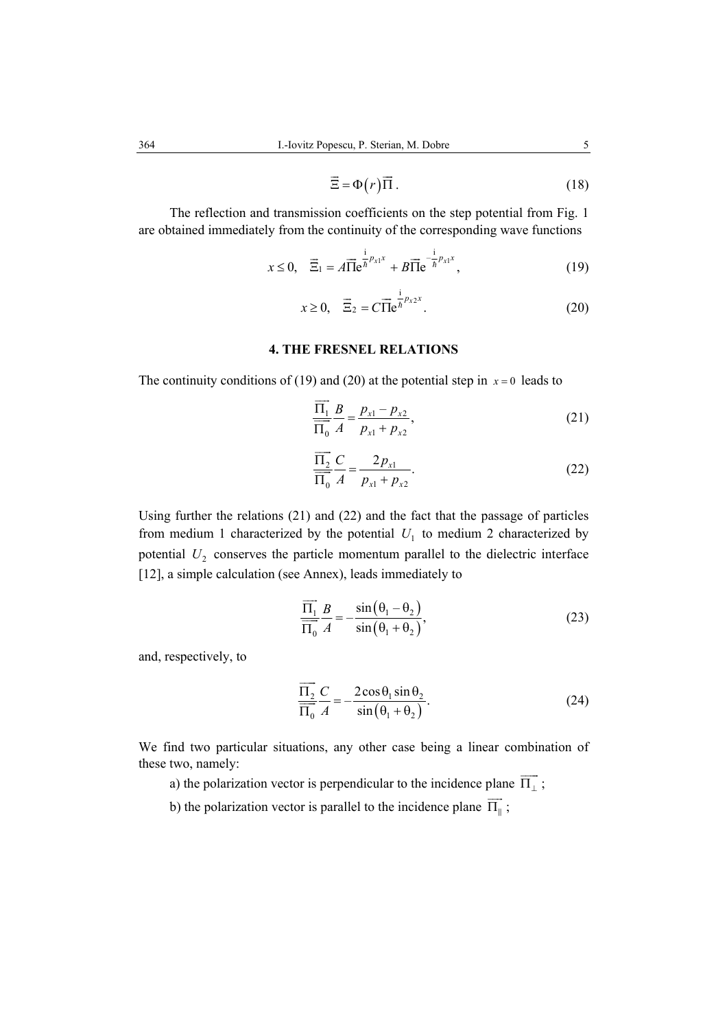$$\vec{\Xi} = \Phi(r)\vec{\Pi}\,. \tag{18}$$

The reflection and transmission coefficients on the step potential from Fig. 1 are obtained immediately from the continuity of the corresponding wave functions

$$x \le 0, \quad \Xi_1 = A\vec{\Pi}\mathrm{e}^{\frac{\mathrm{i}}{\hbar}p_{x1}x} + B\vec{\Pi}\mathrm{e}^{-\frac{\mathrm{i}}{\hbar}p_{x1}x}\,, \tag{19}$$

$$x \ge 0, \quad \vec{\Xi}_2 = C\vec{\Pi}\mathrm{e}^{\frac{\mathrm{i}}{\hbar}p_{x2}x}\,. \tag{20}$$

## 4. THE FRESNEL RELATIONS

The continuity conditions of (19) and (20) at the potential step in $x = 0$ leads to

$$\frac{\overrightarrow{\Pi_1}}{\overrightarrow{\Pi_0}}\frac{B}{A} = \frac{p_{x1} - p_{x2}}{p_{x1} + p_{x2}}, \tag{21}$$

$$\frac{\overrightarrow{\Pi_2}}{\overrightarrow{\Pi_0}}\frac{C}{A} = \frac{2p_{x1}}{p_{x1} + p_{x2}}. \tag{22}$$

Using further the relations (21) and (22) and the fact that the passage of particles from medium 1 characterized by the potential $U_1$ to medium 2 characterized by potential $U_2$ conserves the particle momentum parallel to the dielectric interface [12], a simple calculation (see Annex), leads immediately to

$$\frac{\overrightarrow{\Pi_1}}{\overrightarrow{\Pi_0}}\frac{B}{A} = -\frac{\sin(\theta_1 - \theta_2)}{\sin(\theta_1 + \theta_2)}, \tag{23}$$

and, respectively, to

$$\frac{\overrightarrow{\Pi_2}}{\overrightarrow{\Pi_0}}\frac{C}{A} = -\frac{2\cos\theta_1\sin\theta_2}{\sin(\theta_1 + \theta_2)}. \tag{24}$$

We find two particular situations, any other case being a linear combination of these two, namely:

a) the polarization vector is perpendicular to the incidence plane $\overrightarrow{\Pi_\perp}$ ;

b) the polarization vector is parallel to the incidence plane $\overrightarrow{\Pi_\parallel}$ ;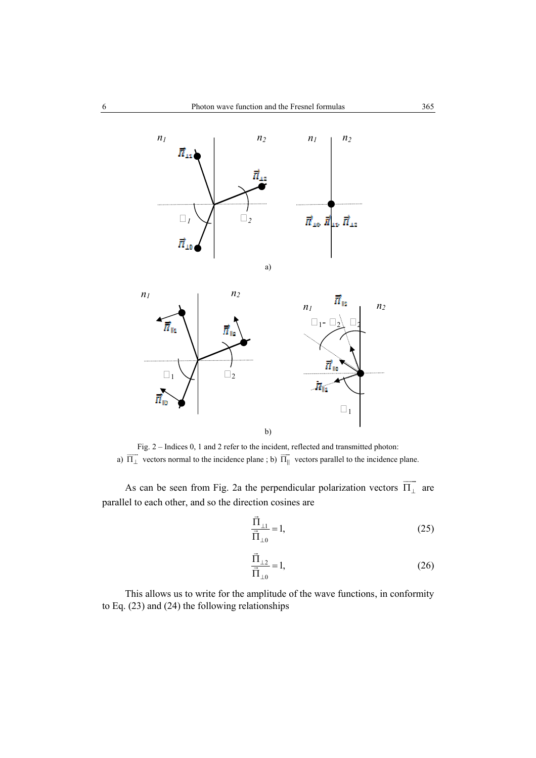Fig. 2 – Indices 0, 1 and 2 refer to the incident, reflected and transmitted photon: a) $\overrightarrow{\Pi_{\perp}}$ vectors normal to the incidence plane ; b) $\overrightarrow{\Pi_{\|}}$ vectors parallel to the incidence plane.

As can be seen from Fig. 2a the perpendicular polarization vectors $\overrightarrow{\Pi_{\perp}}$ are parallel to each other, and so the direction cosines are

$$\frac{\vec{\Pi}_{\perp 1}}{\vec{\Pi}_{\perp 0}} = 1, \tag{25}$$

$$\frac{\vec{\Pi}_{\perp 2}}{\vec{\Pi}_{\perp 0}} = 1, \tag{26}$$

This allows us to write for the amplitude of the wave functions, in conformity to Eq. (23) and (24) the following relationships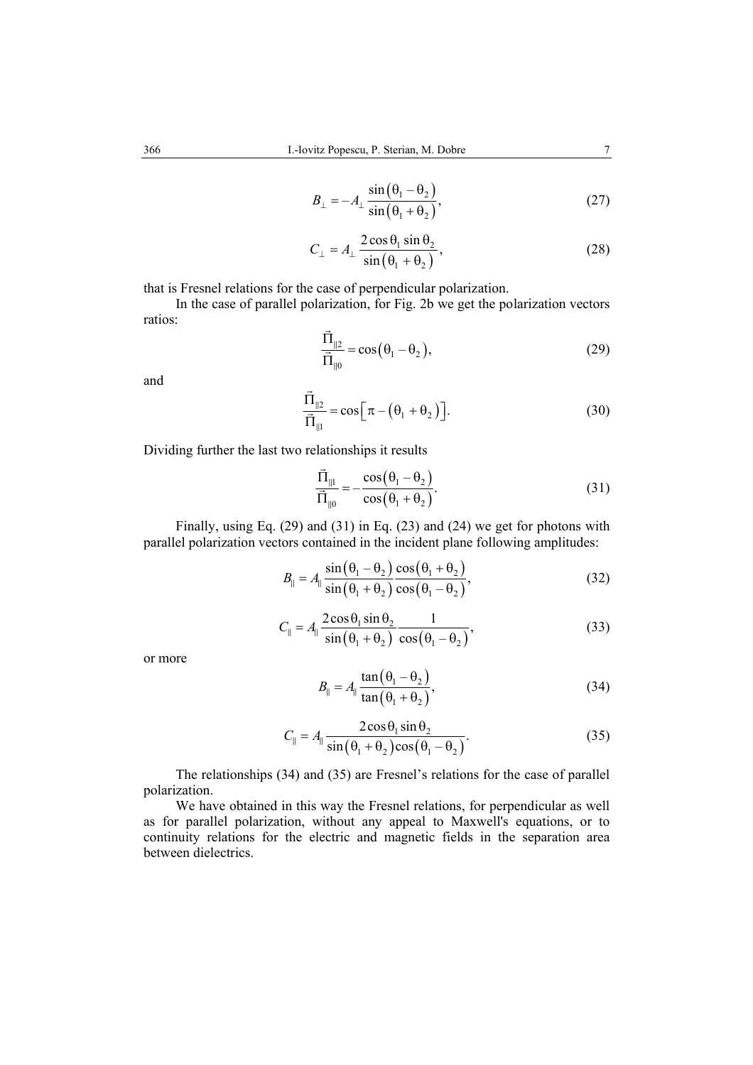$$B_{\perp} = -A_{\perp} \frac{\sin(\theta_1 - \theta_2)}{\sin(\theta_1 + \theta_2)}, \tag{27}$$

$$C_{\perp} = A_{\perp} \frac{2\cos\theta_1 \sin\theta_2}{\sin(\theta_1 + \theta_2)}, \tag{28}$$

that is Fresnel relations for the case of perpendicular polarization.

In the case of parallel polarization, for Fig. 2b we get the polarization vectors ratios:

$$\frac{\vec{\Pi}_{\|2}}{\vec{\Pi}_{\|0}} = \cos(\theta_1 - \theta_2), \tag{29}$$

and

$$\frac{\vec{\Pi}_{\|2}}{\vec{\Pi}_{\|1}} = \cos\left[\pi - (\theta_1 + \theta_2)\right]. \tag{30}$$

Dividing further the last two relationships it results

$$\frac{\vec{\Pi}_{\|1}}{\vec{\Pi}_{\|0}} = -\frac{\cos(\theta_1 - \theta_2)}{\cos(\theta_1 + \theta_2)}. \tag{31}$$

Finally, using Eq. (29) and (31) in Eq. (23) and (24) we get for photons with parallel polarization vectors contained in the incident plane following amplitudes:

$$B_{\|} = A_{\|} \frac{\sin(\theta_1 - \theta_2)}{\sin(\theta_1 + \theta_2)} \frac{\cos(\theta_1 + \theta_2)}{\cos(\theta_1 - \theta_2)}, \tag{32}$$

$$C_{\|} = A_{\|} \frac{2\cos\theta_1 \sin\theta_2}{\sin(\theta_1 + \theta_2)} \frac{1}{\cos(\theta_1 - \theta_2)}, \tag{33}$$

or more

$$B_{\|} = A_{\|} \frac{\tan(\theta_1 - \theta_2)}{\tan(\theta_1 + \theta_2)}, \tag{34}$$

$$C_{\|} = A_{\|} \frac{2\cos\theta_1 \sin\theta_2}{\sin(\theta_1 + \theta_2)\cos(\theta_1 - \theta_2)}. \tag{35}$$

The relationships (34) and (35) are Fresnel's relations for the case of parallel polarization.

We have obtained in this way the Fresnel relations, for perpendicular as well as for parallel polarization, without any appeal to Maxwell's equations, or to continuity relations for the electric and magnetic fields in the separation area between dielectrics.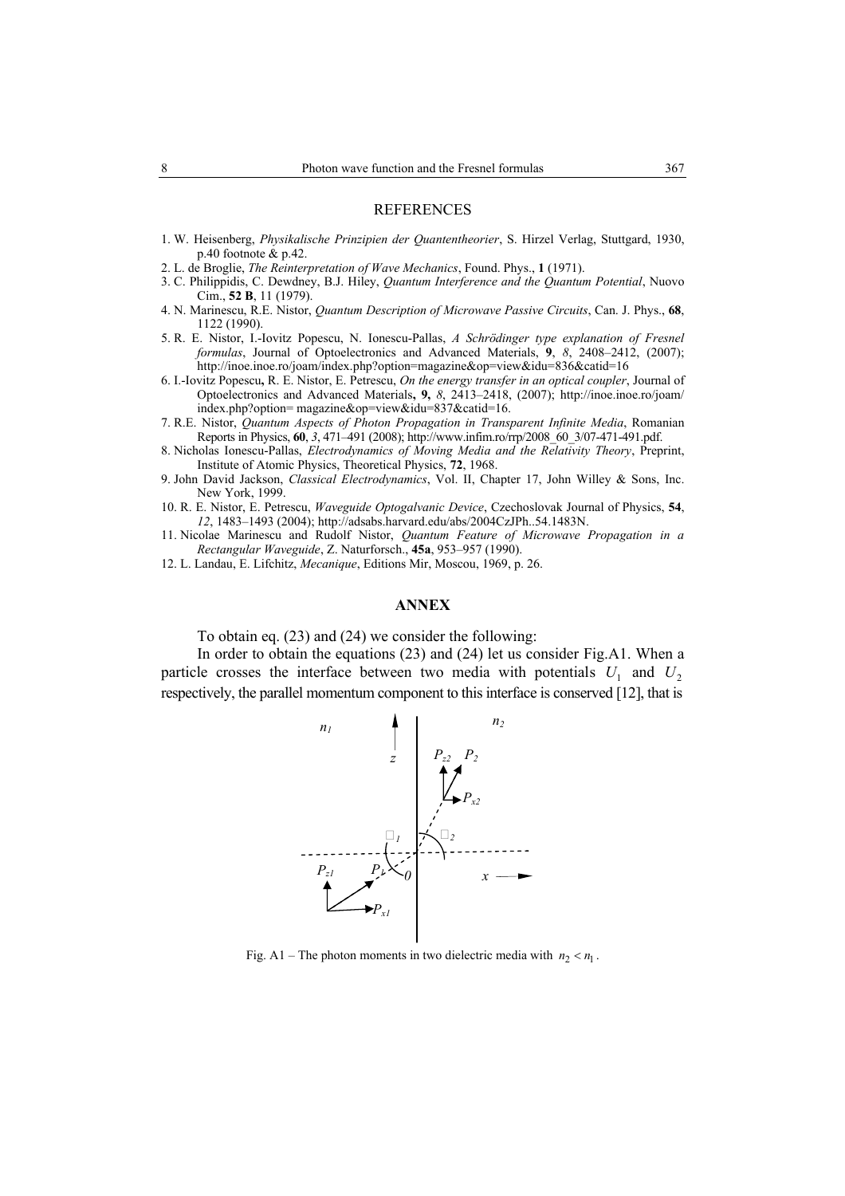## REFERENCES

1. W. Heisenberg, *Physikalische Prinzipien der Quantentheorier*, S. Hirzel Verlag, Stuttgard, 1930, p.40 footnote & p.42.
2. L. de Broglie, *The Reinterpretation of Wave Mechanics*, Found. Phys., **1** (1971).
3. C. Philippidis, C. Dewdney, B.J. Hiley, *Quantum Interference and the Quantum Potential*, Nuovo Cim., **52 B**, 11 (1979).
4. N. Marinescu, R.E. Nistor, *Quantum Description of Microwave Passive Circuits*, Can. J. Phys., **68**, 1122 (1990).
5. R. E. Nistor, I.-Iovitz Popescu, N. Ionescu-Pallas, *A Schrödinger type explanation of Fresnel formulas*, Journal of Optoelectronics and Advanced Materials, **9**, *8*, 2408–2412, (2007); http://inoe.inoe.ro/joam/index.php?option=magazine&op=view&idu=836&catid=16
6. I.-Iovitz Popescu**,** R. E. Nistor, E. Petrescu, *On the energy transfer in an optical coupler*, Journal of Optoelectronics and Advanced Materials**, 9,** *8*, 2413–2418, (2007); http://inoe.inoe.ro/joam/index.php?option= magazine&op=view&idu=837&catid=16.
7. R.E. Nistor, *Quantum Aspects of Photon Propagation in Transparent Infinite Media*, Romanian Reports in Physics, **60**, *3*, 471–491 (2008); http://www.infim.ro/rrp/2008_60_3/07-471-491.pdf.
8. Nicholas Ionescu-Pallas, *Electrodynamics of Moving Media and the Relativity Theory*, Preprint, Institute of Atomic Physics, Theoretical Physics, **72**, 1968.
9. John David Jackson, *Classical Electrodynamics*, Vol. II, Chapter 17, John Willey & Sons, Inc. New York, 1999.
10. R. E. Nistor, E. Petrescu, *Waveguide Optogalvanic Device*, Czechoslovak Journal of Physics, **54**, *12*, 1483–1493 (2004); http://adsabs.harvard.edu/abs/2004CzJPh..54.1483N.
11. Nicolae Marinescu and Rudolf Nistor, *Quantum Feature of Microwave Propagation in a Rectangular Waveguide*, Z. Naturforsch., **45a**, 953–957 (1990).
12. L. Landau, E. Lifchitz, *Mecanique*, Editions Mir, Moscou, 1969, p. 26.

## ANNEX

To obtain eq. (23) and (24) we consider the following:

In order to obtain the equations (23) and (24) let us consider Fig.A1. When a particle crosses the interface between two media with potentials $U_1$ and $U_2$ respectively, the parallel momentum component to this interface is conserved [12], that is

Fig. A1 – The photon moments in two dielectric media with $n_2 < n_1$.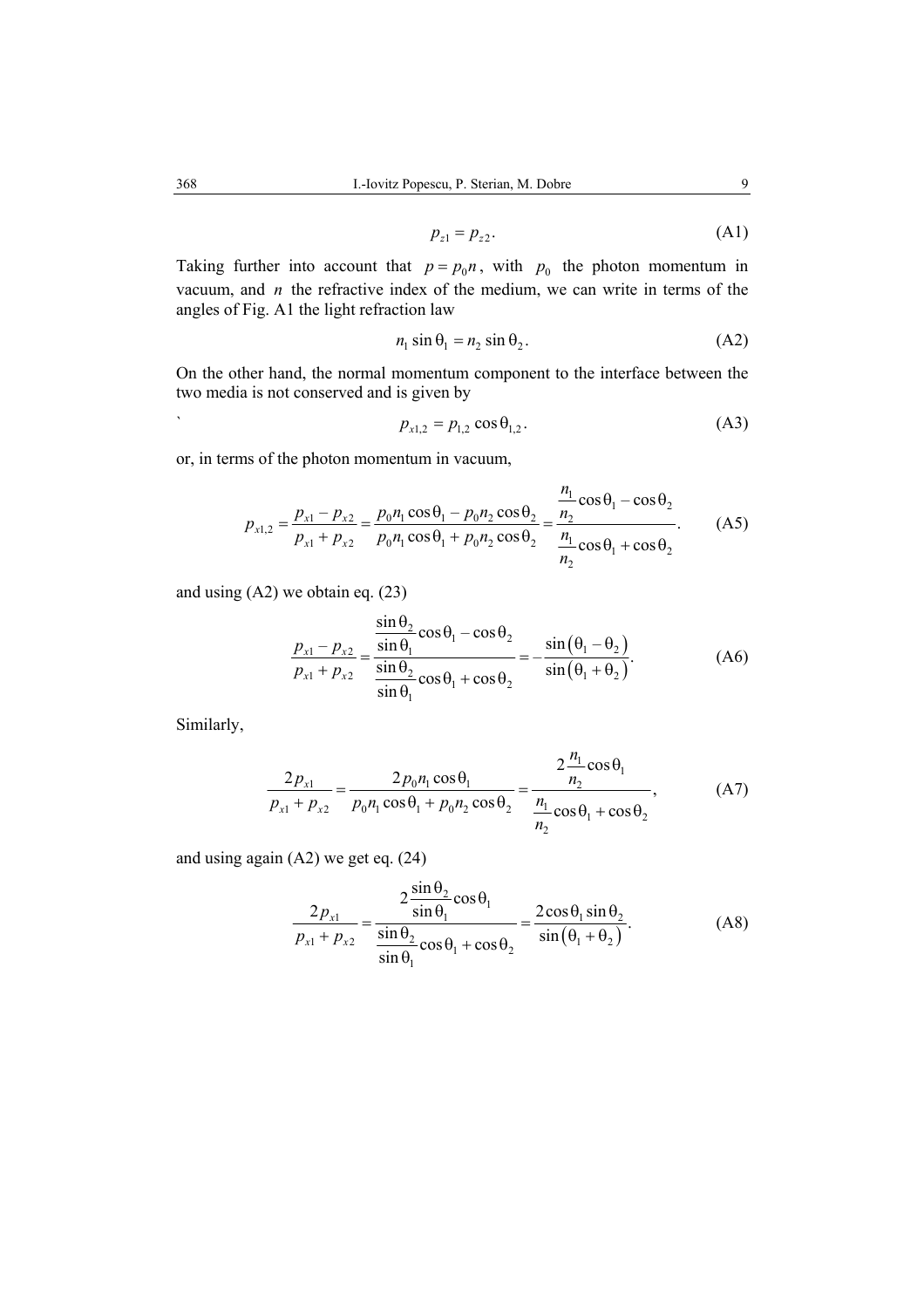$$p_{z1} = p_{z2}. \tag{A1}$$

Taking further into account that $p = p_0 n$, with $p_0$ the photon momentum in vacuum, and $n$ the refractive index of the medium, we can write in terms of the angles of Fig. A1 the light refraction law

$$n_1 \sin\theta_1 = n_2 \sin\theta_2. \tag{A2}$$

On the other hand, the normal momentum component to the interface between the two media is not conserved and is given by

`

$$p_{x1,2} = p_{1,2}\cos\theta_{1,2}. \tag{A3}$$

or, in terms of the photon momentum in vacuum,

$$p_{x1,2} = \frac{p_{x1} - p_{x2}}{p_{x1} + p_{x2}} = \frac{p_0 n_1 \cos\theta_1 - p_0 n_2 \cos\theta_2}{p_0 n_1 \cos\theta_1 + p_0 n_2 \cos\theta_2} = \frac{\frac{n_1}{n_2}\cos\theta_1 - \cos\theta_2}{\frac{n_1}{n_2}\cos\theta_1 + \cos\theta_2}. \tag{A5}$$

and using (A2) we obtain eq. (23)

$$\frac{p_{x1} - p_{x2}}{p_{x1} + p_{x2}} = \frac{\frac{\sin\theta_2}{\sin\theta_1}\cos\theta_1 - \cos\theta_2}{\frac{\sin\theta_2}{\sin\theta_1}\cos\theta_1 + \cos\theta_2} = -\frac{\sin(\theta_1 - \theta_2)}{\sin(\theta_1 + \theta_2)}. \tag{A6}$$

Similarly,

$$\frac{2p_{x1}}{p_{x1} + p_{x2}} = \frac{2p_0 n_1 \cos\theta_1}{p_0 n_1 \cos\theta_1 + p_0 n_2 \cos\theta_2} = \frac{2\frac{n_1}{n_2}\cos\theta_1}{\frac{n_1}{n_2}\cos\theta_1 + \cos\theta_2}, \tag{A7}$$

and using again (A2) we get eq. (24)

$$\frac{2p_{x1}}{p_{x1} + p_{x2}} = \frac{2\frac{\sin\theta_2}{\sin\theta_1}\cos\theta_1}{\frac{\sin\theta_2}{\sin\theta_1}\cos\theta_1 + \cos\theta_2} = \frac{2\cos\theta_1 \sin\theta_2}{\sin(\theta_1 + \theta_2)}. \tag{A8}$$